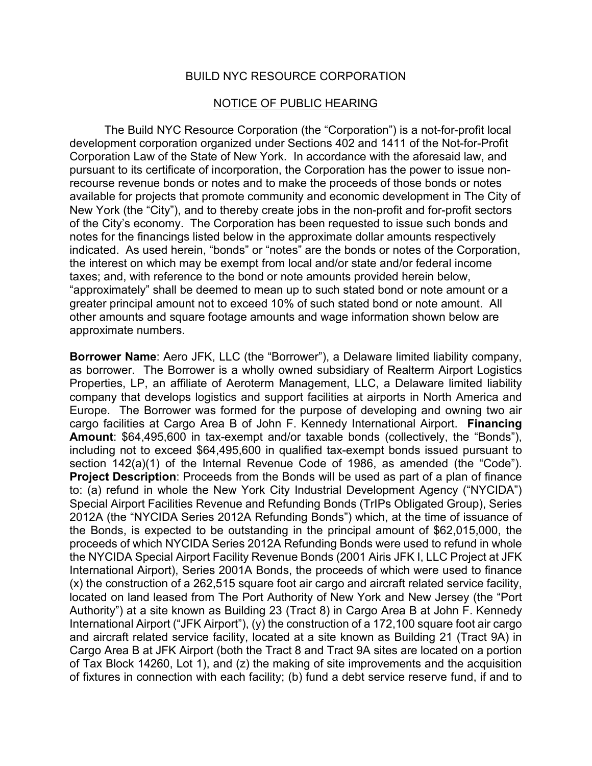# BUILD NYC RESOURCE CORPORATION

## NOTICE OF PUBLIC HEARING

The Build NYC Resource Corporation (the "Corporation") is a not-for-profit local development corporation organized under Sections 402 and 1411 of the Not-for-Profit Corporation Law of the State of New York. In accordance with the aforesaid law, and pursuant to its certificate of incorporation, the Corporation has the power to issue non-recourse revenue bonds or notes and to make the proceeds of those bonds or notes available for projects that promote community and economic development in The City of New York (the "City"), and to thereby create jobs in the non-profit and for-profit sectors of the City's economy. The Corporation has been requested to issue such bonds and notes for the financings listed below in the approximate dollar amounts respectively indicated. As used herein, "bonds" or "notes" are the bonds or notes of the Corporation, the interest on which may be exempt from local and/or state and/or federal income taxes; and, with reference to the bond or note amounts provided herein below, "approximately" shall be deemed to mean up to such stated bond or note amount or a greater principal amount not to exceed 10% of such stated bond or note amount. All other amounts and square footage amounts and wage information shown below are approximate numbers.

**Borrower Name**: Aero JFK, LLC (the "Borrower"), a Delaware limited liability company, as borrower. The Borrower is a wholly owned subsidiary of Realterm Airport Logistics Properties, LP, an affiliate of Aeroterm Management, LLC, a Delaware limited liability company that develops logistics and support facilities at airports in North America and Europe. The Borrower was formed for the purpose of developing and owning two air cargo facilities at Cargo Area B of John F. Kennedy International Airport. **Financing Amount**: $64,495,600 in tax-exempt and/or taxable bonds (collectively, the "Bonds"), including not to exceed $64,495,600 in qualified tax-exempt bonds issued pursuant to section 142(a)(1) of the Internal Revenue Code of 1986, as amended (the "Code"). **Project Description**: Proceeds from the Bonds will be used as part of a plan of finance to: (a) refund in whole the New York City Industrial Development Agency ("NYCIDA") Special Airport Facilities Revenue and Refunding Bonds (TrIPs Obligated Group), Series 2012A (the "NYCIDA Series 2012A Refunding Bonds") which, at the time of issuance of the Bonds, is expected to be outstanding in the principal amount of $62,015,000, the proceeds of which NYCIDA Series 2012A Refunding Bonds were used to refund in whole the NYCIDA Special Airport Facility Revenue Bonds (2001 Airis JFK I, LLC Project at JFK International Airport), Series 2001A Bonds, the proceeds of which were used to finance (x) the construction of a 262,515 square foot air cargo and aircraft related service facility, located on land leased from The Port Authority of New York and New Jersey (the "Port Authority") at a site known as Building 23 (Tract 8) in Cargo Area B at John F. Kennedy International Airport ("JFK Airport"), (y) the construction of a 172,100 square foot air cargo and aircraft related service facility, located at a site known as Building 21 (Tract 9A) in Cargo Area B at JFK Airport (both the Tract 8 and Tract 9A sites are located on a portion of Tax Block 14260, Lot 1), and (z) the making of site improvements and the acquisition of fixtures in connection with each facility; (b) fund a debt service reserve fund, if and to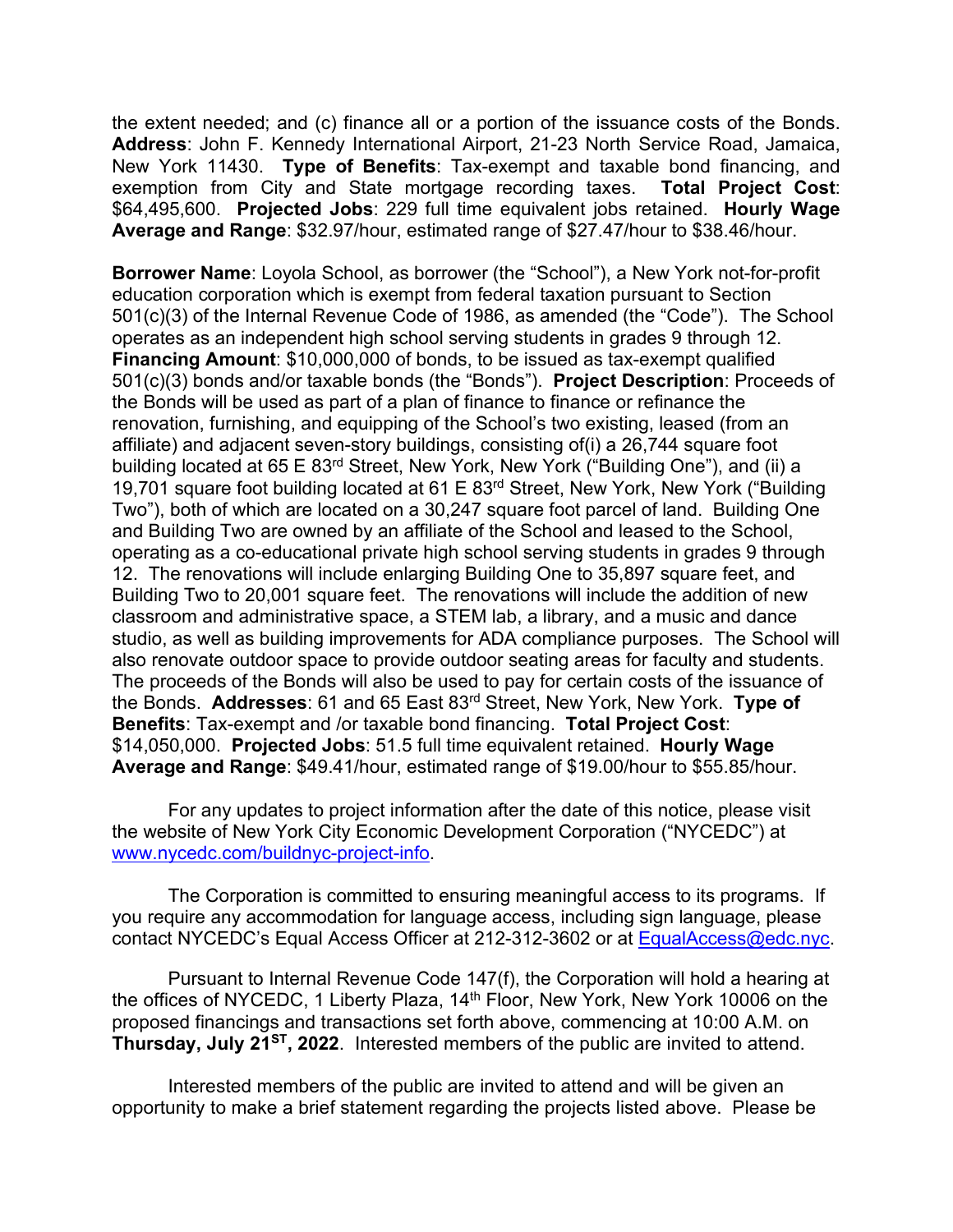the extent needed; and (c) finance all or a portion of the issuance costs of the Bonds. **Address**: John F. Kennedy International Airport, 21-23 North Service Road, Jamaica, New York 11430. **Type of Benefits**: Tax-exempt and taxable bond financing, and exemption from City and State mortgage recording taxes. **Total Project Cost**: $64,495,600. **Projected Jobs**: 229 full time equivalent jobs retained. **Hourly Wage Average and Range**: $32.97/hour, estimated range of $27.47/hour to $38.46/hour.

**Borrower Name**: Loyola School, as borrower (the "School"), a New York not-for-profit education corporation which is exempt from federal taxation pursuant to Section 501(c)(3) of the Internal Revenue Code of 1986, as amended (the "Code"). The School operates as an independent high school serving students in grades 9 through 12. **Financing Amount**: $10,000,000 of bonds, to be issued as tax-exempt qualified 501(c)(3) bonds and/or taxable bonds (the "Bonds"). **Project Description**: Proceeds of the Bonds will be used as part of a plan of finance to finance or refinance the renovation, furnishing, and equipping of the School's two existing, leased (from an affiliate) and adjacent seven-story buildings, consisting of(i) a 26,744 square foot building located at 65 E 83rd Street, New York, New York ("Building One"), and (ii) a 19,701 square foot building located at 61 E 83rd Street, New York, New York ("Building Two"), both of which are located on a 30,247 square foot parcel of land. Building One and Building Two are owned by an affiliate of the School and leased to the School, operating as a co-educational private high school serving students in grades 9 through 12. The renovations will include enlarging Building One to 35,897 square feet, and Building Two to 20,001 square feet. The renovations will include the addition of new classroom and administrative space, a STEM lab, a library, and a music and dance studio, as well as building improvements for ADA compliance purposes. The School will also renovate outdoor space to provide outdoor seating areas for faculty and students. The proceeds of the Bonds will also be used to pay for certain costs of the issuance of the Bonds. **Addresses**: 61 and 65 East 83rd Street, New York, New York. **Type of Benefits**: Tax-exempt and /or taxable bond financing. **Total Project Cost**: $14,050,000. **Projected Jobs**: 51.5 full time equivalent retained. **Hourly Wage Average and Range**: $49.41/hour, estimated range of $19.00/hour to $55.85/hour.

For any updates to project information after the date of this notice, please visit the website of New York City Economic Development Corporation ("NYCEDC") at www.nycedc.com/buildnyc-project-info.

The Corporation is committed to ensuring meaningful access to its programs. If you require any accommodation for language access, including sign language, please contact NYCEDC's Equal Access Officer at 212-312-3602 or at EqualAccess@edc.nyc.

Pursuant to Internal Revenue Code 147(f), the Corporation will hold a hearing at the offices of NYCEDC, 1 Liberty Plaza, 14th Floor, New York, New York 10006 on the proposed financings and transactions set forth above, commencing at 10:00 A.M. on **Thursday, July 21ST, 2022**. Interested members of the public are invited to attend.

Interested members of the public are invited to attend and will be given an opportunity to make a brief statement regarding the projects listed above. Please be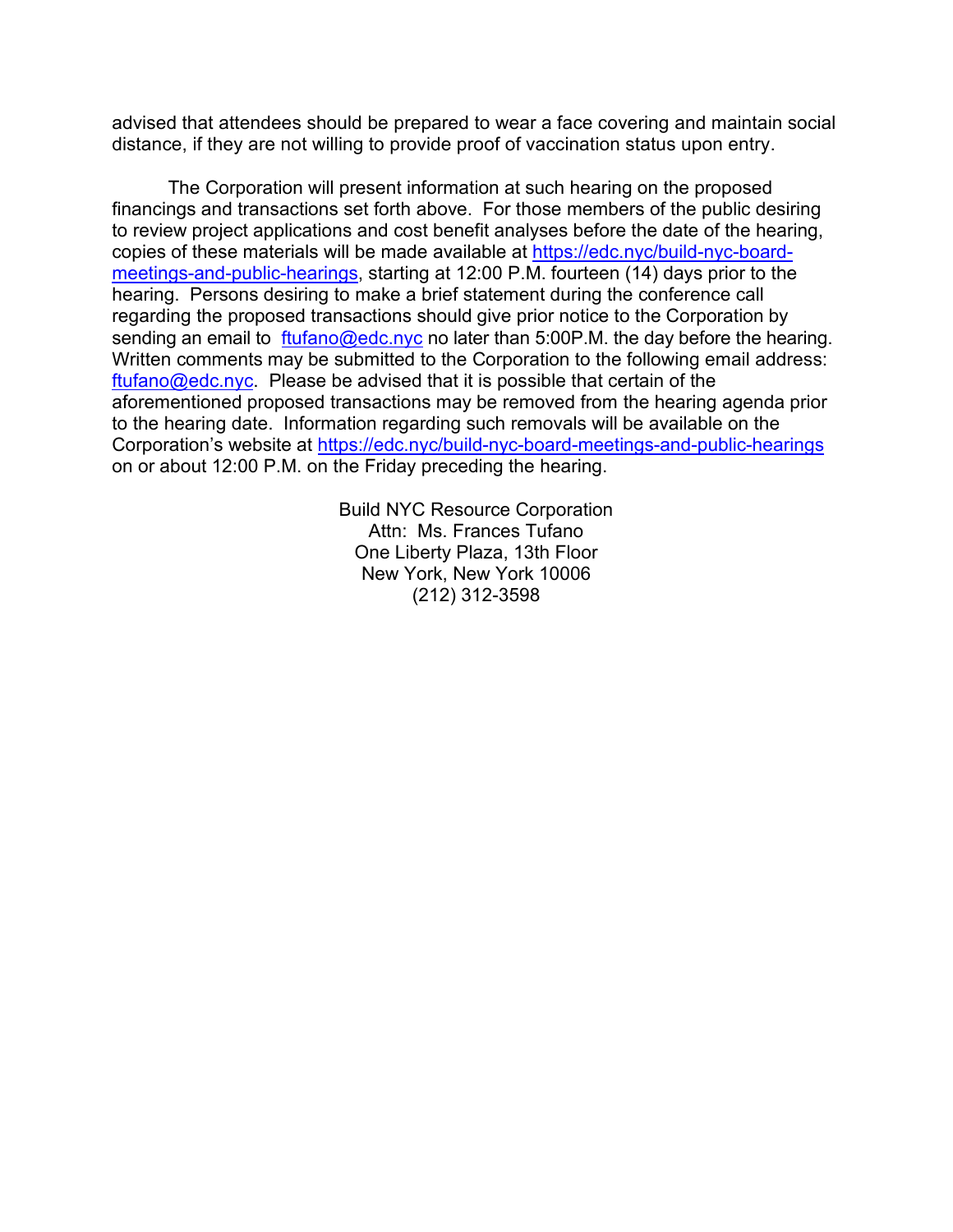advised that attendees should be prepared to wear a face covering and maintain social distance, if they are not willing to provide proof of vaccination status upon entry.

The Corporation will present information at such hearing on the proposed financings and transactions set forth above. For those members of the public desiring to review project applications and cost benefit analyses before the date of the hearing, copies of these materials will be made available at https://edc.nyc/build-nyc-board-meetings-and-public-hearings, starting at 12:00 P.M. fourteen (14) days prior to the hearing. Persons desiring to make a brief statement during the conference call regarding the proposed transactions should give prior notice to the Corporation by sending an email to ftufano@edc.nyc no later than 5:00P.M. the day before the hearing. Written comments may be submitted to the Corporation to the following email address: ftufano@edc.nyc. Please be advised that it is possible that certain of the aforementioned proposed transactions may be removed from the hearing agenda prior to the hearing date. Information regarding such removals will be available on the Corporation's website at https://edc.nyc/build-nyc-board-meetings-and-public-hearings on or about 12:00 P.M. on the Friday preceding the hearing.

Build NYC Resource Corporation
Attn: Ms. Frances Tufano
One Liberty Plaza, 13th Floor
New York, New York 10006
(212) 312-3598